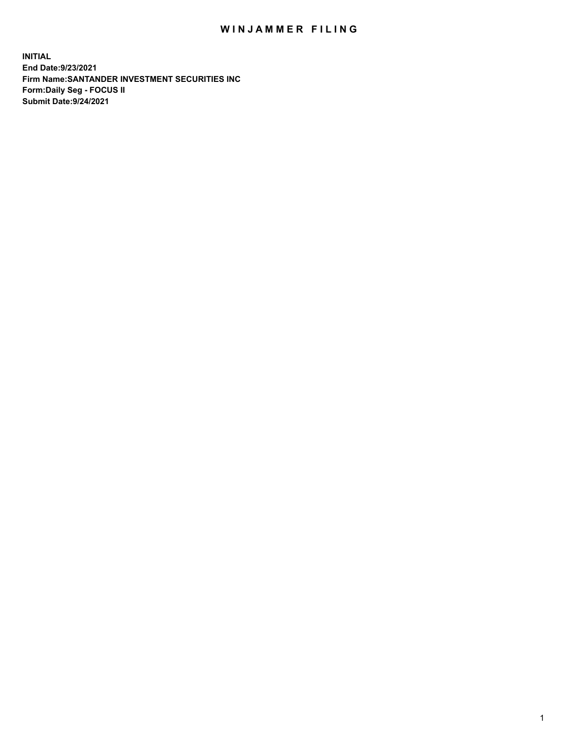# WINJAMMER FILING

**INITIAL**
**End Date:9/23/2021**
**Firm Name:SANTANDER INVESTMENT SECURITIES INC**
**Form:Daily Seg - FOCUS II**
**Submit Date:9/24/2021**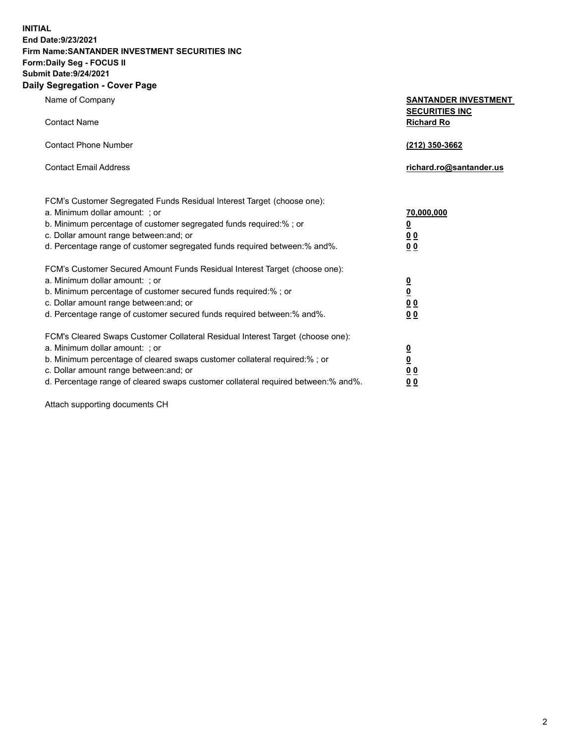**INITIAL**
**End Date:9/23/2021**
**Firm Name:SANTANDER INVESTMENT SECURITIES INC**
**Form:Daily Seg - FOCUS II**
**Submit Date:9/24/2021**

## Daily Segregation - Cover Page

| | |
|---|---|
| Name of Company | **SANTANDER INVESTMENT SECURITIES INC** |
| Contact Name | **Richard Ro** |
| Contact Phone Number | **(212) 350-3662** |
| Contact Email Address | **richard.ro@santander.us** |

| | |
|---|---|
| FCM's Customer Segregated Funds Residual Interest Target (choose one): | |
| a. Minimum dollar amount: ; or | **70,000,000** |
| b. Minimum percentage of customer segregated funds required:% ; or | **0** |
| c. Dollar amount range between:and; or | **0 0** |
| d. Percentage range of customer segregated funds required between:% and%. | **0 0** |
| FCM's Customer Secured Amount Funds Residual Interest Target (choose one): | |
| a. Minimum dollar amount: ; or | **0** |
| b. Minimum percentage of customer secured funds required:% ; or | **0** |
| c. Dollar amount range between:and; or | **0 0** |
| d. Percentage range of customer secured funds required between:% and%. | **0 0** |
| FCM's Cleared Swaps Customer Collateral Residual Interest Target (choose one): | |
| a. Minimum dollar amount: ; or | **0** |
| b. Minimum percentage of cleared swaps customer collateral required:% ; or | **0** |
| c. Dollar amount range between:and; or | **0 0** |
| d. Percentage range of cleared swaps customer collateral required between:% and%. | **0 0** |

Attach supporting documents CH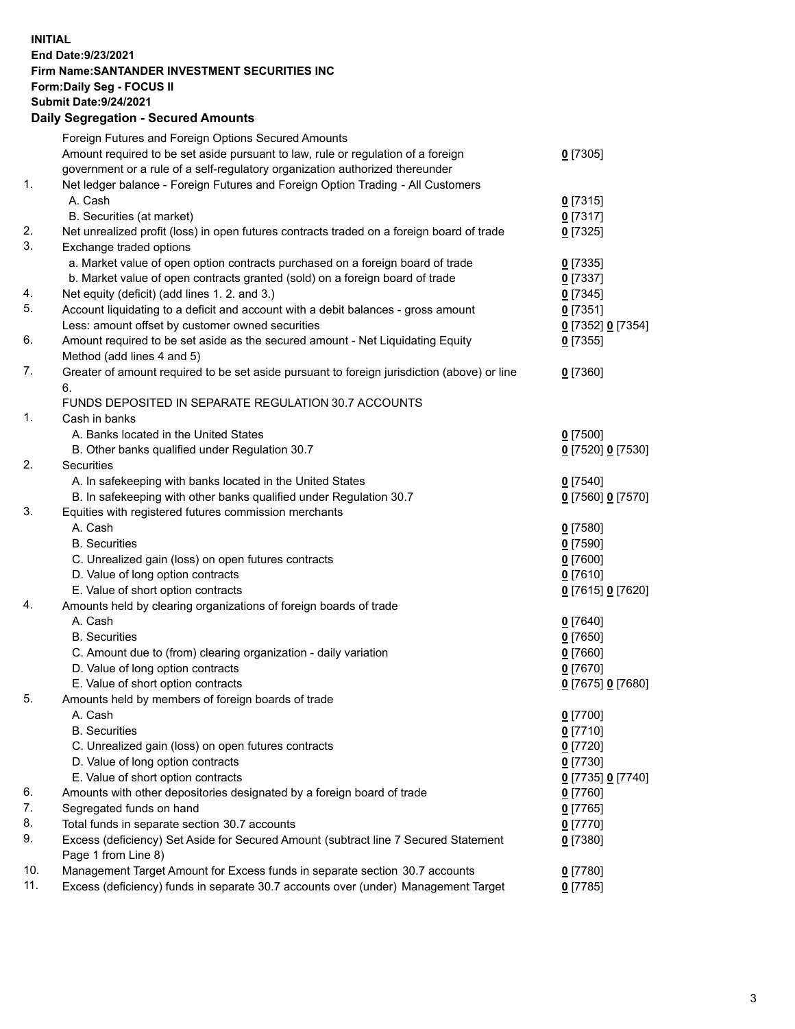**INITIAL**
**End Date:9/23/2021**
**Firm Name:SANTANDER INVESTMENT SECURITIES INC**
**Form:Daily Seg - FOCUS II**
**Submit Date:9/24/2021**

## Daily Segregation - Secured Amounts

| | | |
|---|---|---|
| | Foreign Futures and Foreign Options Secured Amounts | |
| | Amount required to be set aside pursuant to law, rule or regulation of a foreign government or a rule of a self-regulatory organization authorized thereunder | **0** [7305] |
| 1. | Net ledger balance - Foreign Futures and Foreign Option Trading - All Customers | |
| | A. Cash | **0** [7315] |
| | B. Securities (at market) | **0** [7317] |
| 2. | Net unrealized profit (loss) in open futures contracts traded on a foreign board of trade | **0** [7325] |
| 3. | Exchange traded options | |
| | a. Market value of open option contracts purchased on a foreign board of trade | **0** [7335] |
| | b. Market value of open contracts granted (sold) on a foreign board of trade | **0** [7337] |
| 4. | Net equity (deficit) (add lines 1. 2. and 3.) | **0** [7345] |
| 5. | Account liquidating to a deficit and account with a debit balances - gross amount | **0** [7351] |
| | Less: amount offset by customer owned securities | **0** [7352] **0** [7354] |
| 6. | Amount required to be set aside as the secured amount - Net Liquidating Equity Method (add lines 4 and 5) | **0** [7355] |
| 7. | Greater of amount required to be set aside pursuant to foreign jurisdiction (above) or line 6. | **0** [7360] |
| | FUNDS DEPOSITED IN SEPARATE REGULATION 30.7 ACCOUNTS | |
| 1. | Cash in banks | |
| | A. Banks located in the United States | **0** [7500] |
| | B. Other banks qualified under Regulation 30.7 | **0** [7520] **0** [7530] |
| 2. | Securities | |
| | A. In safekeeping with banks located in the United States | **0** [7540] |
| | B. In safekeeping with other banks qualified under Regulation 30.7 | **0** [7560] **0** [7570] |
| 3. | Equities with registered futures commission merchants | |
| | A. Cash | **0** [7580] |
| | B. Securities | **0** [7590] |
| | C. Unrealized gain (loss) on open futures contracts | **0** [7600] |
| | D. Value of long option contracts | **0** [7610] |
| | E. Value of short option contracts | **0** [7615] **0** [7620] |
| 4. | Amounts held by clearing organizations of foreign boards of trade | |
| | A. Cash | **0** [7640] |
| | B. Securities | **0** [7650] |
| | C. Amount due to (from) clearing organization - daily variation | **0** [7660] |
| | D. Value of long option contracts | **0** [7670] |
| | E. Value of short option contracts | **0** [7675] **0** [7680] |
| 5. | Amounts held by members of foreign boards of trade | |
| | A. Cash | **0** [7700] |
| | B. Securities | **0** [7710] |
| | C. Unrealized gain (loss) on open futures contracts | **0** [7720] |
| | D. Value of long option contracts | **0** [7730] |
| | E. Value of short option contracts | **0** [7735] **0** [7740] |
| 6. | Amounts with other depositories designated by a foreign board of trade | **0** [7760] |
| 7. | Segregated funds on hand | **0** [7765] |
| 8. | Total funds in separate section 30.7 accounts | **0** [7770] |
| 9. | Excess (deficiency) Set Aside for Secured Amount (subtract line 7 Secured Statement Page 1 from Line 8) | **0** [7380] |
| 10. | Management Target Amount for Excess funds in separate section 30.7 accounts | **0** [7780] |
| 11. | Excess (deficiency) funds in separate 30.7 accounts over (under) Management Target | **0** [7785] |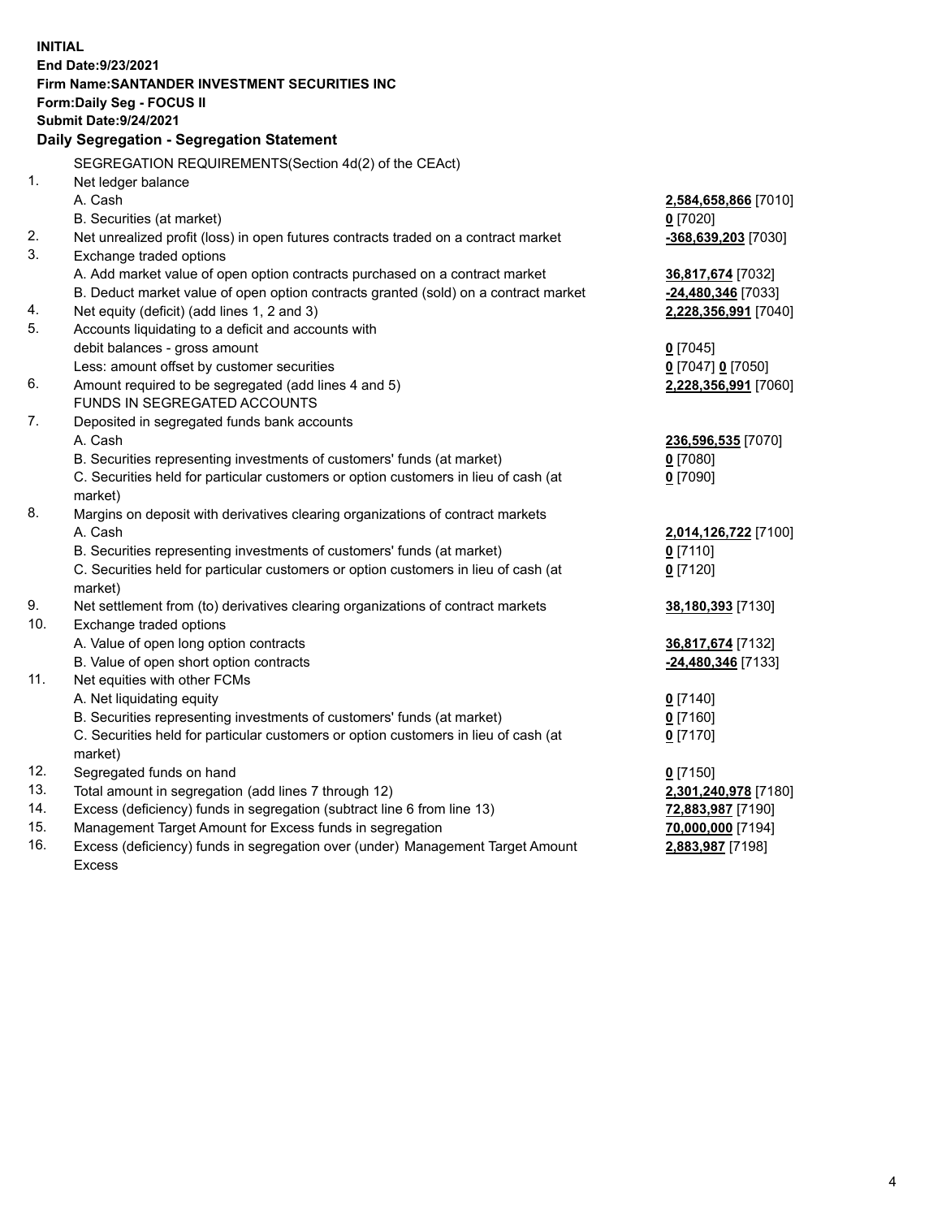**INITIAL**
**End Date:9/23/2021**
**Firm Name:SANTANDER INVESTMENT SECURITIES INC**
**Form:Daily Seg - FOCUS II**
**Submit Date:9/24/2021**

## Daily Segregation - Segregation Statement

| | | |
|---|---|---|
| | SEGREGATION REQUIREMENTS(Section 4d(2) of the CEAct) | |
| 1. | Net ledger balance | |
| | A. Cash | **2,584,658,866** [7010] |
| | B. Securities (at market) | **0** [7020] |
| 2. | Net unrealized profit (loss) in open futures contracts traded on a contract market | **-368,639,203** [7030] |
| 3. | Exchange traded options | |
| | A. Add market value of open option contracts purchased on a contract market | **36,817,674** [7032] |
| | B. Deduct market value of open option contracts granted (sold) on a contract market | **-24,480,346** [7033] |
| 4. | Net equity (deficit) (add lines 1, 2 and 3) | **2,228,356,991** [7040] |
| 5. | Accounts liquidating to a deficit and accounts with debit balances - gross amount | **0** [7045] |
| | Less: amount offset by customer securities | **0** [7047] **0** [7050] |
| 6. | Amount required to be segregated (add lines 4 and 5) | **2,228,356,991** [7060] |
| | FUNDS IN SEGREGATED ACCOUNTS | |
| 7. | Deposited in segregated funds bank accounts | |
| | A. Cash | **236,596,535** [7070] |
| | B. Securities representing investments of customers' funds (at market) | **0** [7080] |
| | C. Securities held for particular customers or option customers in lieu of cash (at market) | **0** [7090] |
| 8. | Margins on deposit with derivatives clearing organizations of contract markets | |
| | A. Cash | **2,014,126,722** [7100] |
| | B. Securities representing investments of customers' funds (at market) | **0** [7110] |
| | C. Securities held for particular customers or option customers in lieu of cash (at market) | **0** [7120] |
| 9. | Net settlement from (to) derivatives clearing organizations of contract markets | **38,180,393** [7130] |
| 10. | Exchange traded options | |
| | A. Value of open long option contracts | **36,817,674** [7132] |
| | B. Value of open short option contracts | **-24,480,346** [7133] |
| 11. | Net equities with other FCMs | |
| | A. Net liquidating equity | **0** [7140] |
| | B. Securities representing investments of customers' funds (at market) | **0** [7160] |
| | C. Securities held for particular customers or option customers in lieu of cash (at market) | **0** [7170] |
| 12. | Segregated funds on hand | **0** [7150] |
| 13. | Total amount in segregation (add lines 7 through 12) | **2,301,240,978** [7180] |
| 14. | Excess (deficiency) funds in segregation (subtract line 6 from line 13) | **72,883,987** [7190] |
| 15. | Management Target Amount for Excess funds in segregation | **70,000,000** [7194] |
| 16. | Excess (deficiency) funds in segregation over (under) Management Target Amount Excess | **2,883,987** [7198] |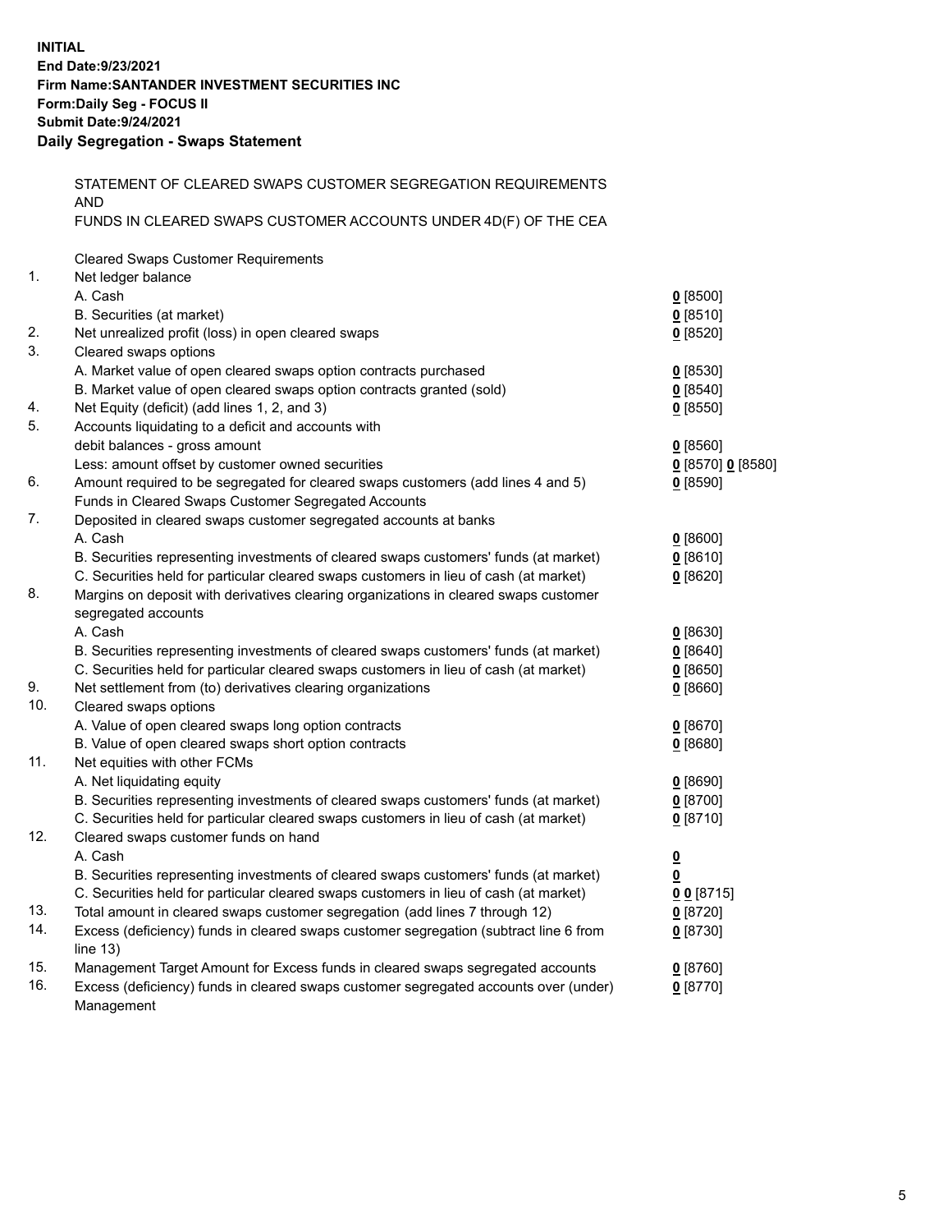**INITIAL**
**End Date:9/23/2021**
**Firm Name:SANTANDER INVESTMENT SECURITIES INC**
**Form:Daily Seg - FOCUS II**
**Submit Date:9/24/2021**
**Daily Segregation - Swaps Statement**

STATEMENT OF CLEARED SWAPS CUSTOMER SEGREGATION REQUIREMENTS AND FUNDS IN CLEARED SWAPS CUSTOMER ACCOUNTS UNDER 4D(F) OF THE CEA

| | | |
|---|---|---|
| | Cleared Swaps Customer Requirements | |
| 1. | Net ledger balance | |
| | A. Cash | 0 [8500] |
| | B. Securities (at market) | 0 [8510] |
| 2. | Net unrealized profit (loss) in open cleared swaps | 0 [8520] |
| 3. | Cleared swaps options | |
| | A. Market value of open cleared swaps option contracts purchased | 0 [8530] |
| | B. Market value of open cleared swaps option contracts granted (sold) | 0 [8540] |
| 4. | Net Equity (deficit) (add lines 1, 2, and 3) | 0 [8550] |
| 5. | Accounts liquidating to a deficit and accounts with debit balances - gross amount | 0 [8560] |
| | Less: amount offset by customer owned securities | 0 [8570] 0 [8580] |
| 6. | Amount required to be segregated for cleared swaps customers (add lines 4 and 5) | 0 [8590] |
| | Funds in Cleared Swaps Customer Segregated Accounts | |
| 7. | Deposited in cleared swaps customer segregated accounts at banks | |
| | A. Cash | 0 [8600] |
| | B. Securities representing investments of cleared swaps customers' funds (at market) | 0 [8610] |
| | C. Securities held for particular cleared swaps customers in lieu of cash (at market) | 0 [8620] |
| 8. | Margins on deposit with derivatives clearing organizations in cleared swaps customer segregated accounts | |
| | A. Cash | 0 [8630] |
| | B. Securities representing investments of cleared swaps customers' funds (at market) | 0 [8640] |
| | C. Securities held for particular cleared swaps customers in lieu of cash (at market) | 0 [8650] |
| 9. | Net settlement from (to) derivatives clearing organizations | 0 [8660] |
| 10. | Cleared swaps options | |
| | A. Value of open cleared swaps long option contracts | 0 [8670] |
| | B. Value of open cleared swaps short option contracts | 0 [8680] |
| 11. | Net equities with other FCMs | |
| | A. Net liquidating equity | 0 [8690] |
| | B. Securities representing investments of cleared swaps customers' funds (at market) | 0 [8700] |
| | C. Securities held for particular cleared swaps customers in lieu of cash (at market) | 0 [8710] |
| 12. | Cleared swaps customer funds on hand | |
| | A. Cash | 0 |
| | B. Securities representing investments of cleared swaps customers' funds (at market) | 0 |
| | C. Securities held for particular cleared swaps customers in lieu of cash (at market) | 0 0 [8715] |
| 13. | Total amount in cleared swaps customer segregation (add lines 7 through 12) | 0 [8720] |
| 14. | Excess (deficiency) funds in cleared swaps customer segregation (subtract line 6 from line 13) | 0 [8730] |
| 15. | Management Target Amount for Excess funds in cleared swaps segregated accounts | 0 [8760] |
| 16. | Excess (deficiency) funds in cleared swaps customer segregated accounts over (under) Management | 0 [8770] |